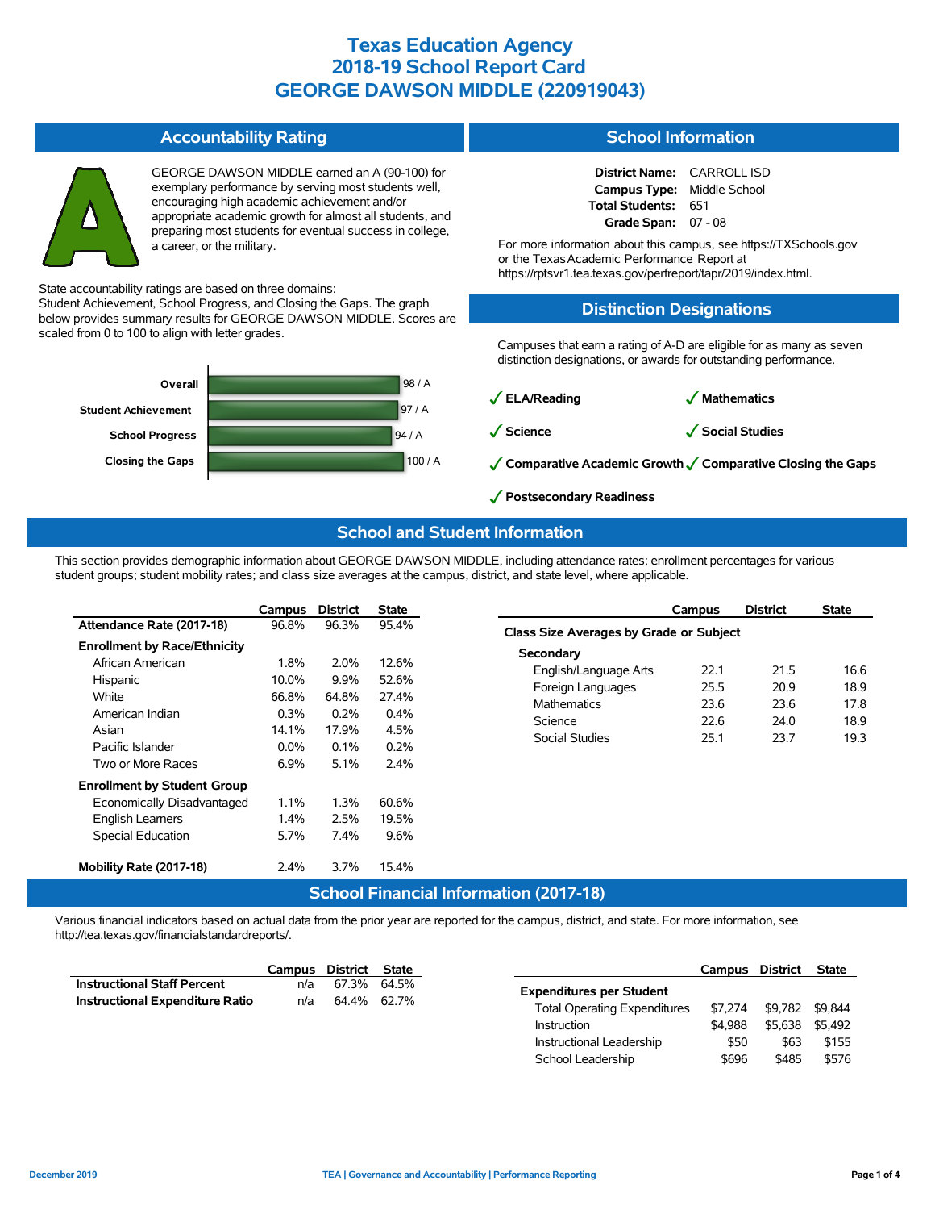# Texas Education Agency
# 2018-19 School Report Card
# GEORGE DAWSON MIDDLE (220919043)

## Accountability Rating

GEORGE DAWSON MIDDLE earned an A (90-100) for exemplary performance by serving most students well, encouraging high academic achievement and/or appropriate academic growth for almost all students, and preparing most students for eventual success in college, a career, or the military.

State accountability ratings are based on three domains: Student Achievement, School Progress, and Closing the Gaps. The graph below provides summary results for GEORGE DAWSON MIDDLE. Scores are scaled from 0 to 100 to align with letter grades.

| Domain | Score |
|---|---|
| Overall | 98 / A |
| Student Achievement | 97 / A |
| School Progress | 94 / A |
| Closing the Gaps | 100 / A |

## School Information

**District Name:** CARROLL ISD
**Campus Type:** Middle School
**Total Students:** 651
**Grade Span:** 07 - 08

For more information about this campus, see https://TXSchools.gov or the Texas Academic Performance Report at https://rptsvr1.tea.texas.gov/perfreport/tapr/2019/index.html.

## Distinction Designations

Campuses that earn a rating of A-D are eligible for as many as seven distinction designations, or awards for outstanding performance.

- ✓ **ELA/Reading**
- ✓ **Mathematics**
- ✓ **Science**
- ✓ **Social Studies**
- ✓ **Comparative Academic Growth**
- ✓ **Comparative Closing the Gaps**
- ✓ **Postsecondary Readiness**

## School and Student Information

This section provides demographic information about GEORGE DAWSON MIDDLE, including attendance rates; enrollment percentages for various student groups; student mobility rates; and class size averages at the campus, district, and state level, where applicable.

| | Campus | District | State |
|---|---|---|---|
| **Attendance Rate (2017-18)** | 96.8% | 96.3% | 95.4% |
| **Enrollment by Race/Ethnicity** | | | |
| African American | 1.8% | 2.0% | 12.6% |
| Hispanic | 10.0% | 9.9% | 52.6% |
| White | 66.8% | 64.8% | 27.4% |
| American Indian | 0.3% | 0.2% | 0.4% |
| Asian | 14.1% | 17.9% | 4.5% |
| Pacific Islander | 0.0% | 0.1% | 0.2% |
| Two or More Races | 6.9% | 5.1% | 2.4% |
| **Enrollment by Student Group** | | | |
| Economically Disadvantaged | 1.1% | 1.3% | 60.6% |
| English Learners | 1.4% | 2.5% | 19.5% |
| Special Education | 5.7% | 7.4% | 9.6% |
| **Mobility Rate (2017-18)** | 2.4% | 3.7% | 15.4% |

| | Campus | District | State |
|---|---|---|---|
| **Class Size Averages by Grade or Subject** | | | |
| **Secondary** | | | |
| English/Language Arts | 22.1 | 21.5 | 16.6 |
| Foreign Languages | 25.5 | 20.9 | 18.9 |
| Mathematics | 23.6 | 23.6 | 17.8 |
| Science | 22.6 | 24.0 | 18.9 |
| Social Studies | 25.1 | 23.7 | 19.3 |

## School Financial Information (2017-18)

Various financial indicators based on actual data from the prior year are reported for the campus, district, and state. For more information, see http://tea.texas.gov/financialstandardreports/.

| | Campus | District | State |
|---|---|---|---|
| **Instructional Staff Percent** | n/a | 67.3% | 64.5% |
| **Instructional Expenditure Ratio** | n/a | 64.4% | 62.7% |

| | Campus | District | State |
|---|---|---|---|
| **Expenditures per Student** | | | |
| Total Operating Expenditures | $7,274 | $9,782 | $9,844 |
| Instruction | $4,988 | $5,638 | $5,492 |
| Instructional Leadership | $50 | $63 | $155 |
| School Leadership | $696 | $485 | $576 |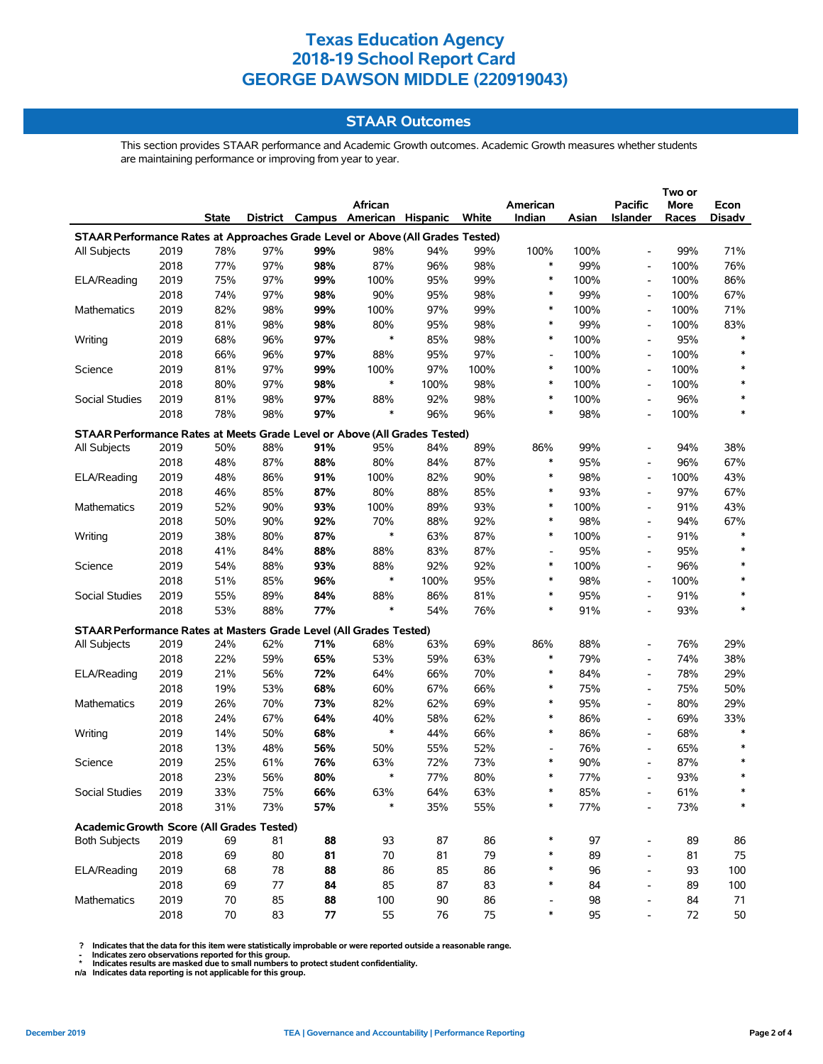# Texas Education Agency
# 2018-19 School Report Card
# GEORGE DAWSON MIDDLE (220919043)

## STAAR Outcomes

This section provides STAAR performance and Academic Growth outcomes. Academic Growth measures whether students are maintaining performance or improving from year to year.

| | | State | District | Campus | African American | Hispanic | White | American Indian | Asian | Pacific Islander | Two or More Races | Econ Disadv |
|---|---|---|---|---|---|---|---|---|---|---|---|---|
| **STAAR Performance Rates at Approaches Grade Level or Above (All Grades Tested)** | | | | | | | | | | | | |
| All Subjects | 2019 | 78% | 97% | **99%** | 98% | 94% | 99% | 100% | 100% | - | 99% | 71% |
| | 2018 | 77% | 97% | **98%** | 87% | 96% | 98% | * | 99% | - | 100% | 76% |
| ELA/Reading | 2019 | 75% | 97% | **99%** | 100% | 95% | 99% | * | 100% | - | 100% | 86% |
| | 2018 | 74% | 97% | **98%** | 90% | 95% | 98% | * | 99% | - | 100% | 67% |
| Mathematics | 2019 | 82% | 98% | **99%** | 100% | 97% | 99% | * | 100% | - | 100% | 71% |
| | 2018 | 81% | 98% | **98%** | 80% | 95% | 98% | * | 99% | - | 100% | 83% |
| Writing | 2019 | 68% | 96% | **97%** | * | 85% | 98% | * | 100% | - | 95% | * |
| | 2018 | 66% | 96% | **97%** | 88% | 95% | 97% | - | 100% | - | 100% | * |
| Science | 2019 | 81% | 97% | **99%** | 100% | 97% | 100% | * | 100% | - | 100% | * |
| | 2018 | 80% | 97% | **98%** | * | 100% | 98% | * | 100% | - | 100% | * |
| Social Studies | 2019 | 81% | 98% | **97%** | 88% | 92% | 98% | * | 100% | - | 96% | * |
| | 2018 | 78% | 98% | **97%** | * | 96% | 96% | * | 98% | - | 100% | * |
| **STAAR Performance Rates at Meets Grade Level or Above (All Grades Tested)** | | | | | | | | | | | | |
| All Subjects | 2019 | 50% | 88% | **91%** | 95% | 84% | 89% | 86% | 99% | - | 94% | 38% |
| | 2018 | 48% | 87% | **88%** | 80% | 84% | 87% | * | 95% | - | 96% | 67% |
| ELA/Reading | 2019 | 48% | 86% | **91%** | 100% | 82% | 90% | * | 98% | - | 100% | 43% |
| | 2018 | 46% | 85% | **87%** | 80% | 88% | 85% | * | 93% | - | 97% | 67% |
| Mathematics | 2019 | 52% | 90% | **93%** | 100% | 89% | 93% | * | 100% | - | 91% | 43% |
| | 2018 | 50% | 90% | **92%** | 70% | 88% | 92% | * | 98% | - | 94% | 67% |
| Writing | 2019 | 38% | 80% | **87%** | * | 63% | 87% | * | 100% | - | 91% | * |
| | 2018 | 41% | 84% | **88%** | 88% | 83% | 87% | - | 95% | - | 95% | * |
| Science | 2019 | 54% | 88% | **93%** | 88% | 92% | 92% | * | 100% | - | 96% | * |
| | 2018 | 51% | 85% | **96%** | * | 100% | 95% | * | 98% | - | 100% | * |
| Social Studies | 2019 | 55% | 89% | **84%** | 88% | 86% | 81% | * | 95% | - | 91% | * |
| | 2018 | 53% | 88% | **77%** | * | 54% | 76% | * | 91% | - | 93% | * |
| **STAAR Performance Rates at Masters Grade Level (All Grades Tested)** | | | | | | | | | | | | |
| All Subjects | 2019 | 24% | 62% | **71%** | 68% | 63% | 69% | 86% | 88% | - | 76% | 29% |
| | 2018 | 22% | 59% | **65%** | 53% | 59% | 63% | * | 79% | - | 74% | 38% |
| ELA/Reading | 2019 | 21% | 56% | **72%** | 64% | 66% | 70% | * | 84% | - | 78% | 29% |
| | 2018 | 19% | 53% | **68%** | 60% | 67% | 66% | * | 75% | - | 75% | 50% |
| Mathematics | 2019 | 26% | 70% | **73%** | 82% | 62% | 69% | * | 95% | - | 80% | 29% |
| | 2018 | 24% | 67% | **64%** | 40% | 58% | 62% | * | 86% | - | 69% | 33% |
| Writing | 2019 | 14% | 50% | **68%** | * | 44% | 66% | * | 86% | - | 68% | * |
| | 2018 | 13% | 48% | **56%** | 50% | 55% | 52% | - | 76% | - | 65% | * |
| Science | 2019 | 25% | 61% | **76%** | 63% | 72% | 73% | * | 90% | - | 87% | * |
| | 2018 | 23% | 56% | **80%** | * | 77% | 80% | * | 77% | - | 93% | * |
| Social Studies | 2019 | 33% | 75% | **66%** | 63% | 64% | 63% | * | 85% | - | 61% | * |
| | 2018 | 31% | 73% | **57%** | * | 35% | 55% | * | 77% | - | 73% | * |
| **Academic Growth Score (All Grades Tested)** | | | | | | | | | | | | |
| Both Subjects | 2019 | 69 | 81 | **88** | 93 | 87 | 86 | * | 97 | - | 89 | 86 |
| | 2018 | 69 | 80 | **81** | 70 | 81 | 79 | * | 89 | - | 81 | 75 |
| ELA/Reading | 2019 | 68 | 78 | **88** | 86 | 85 | 86 | * | 96 | - | 93 | 100 |
| | 2018 | 69 | 77 | **84** | 85 | 87 | 83 | * | 84 | - | 89 | 100 |
| Mathematics | 2019 | 70 | 85 | **88** | 100 | 90 | 86 | - | 98 | - | 84 | 71 |
| | 2018 | 70 | 83 | **77** | 55 | 76 | 75 | * | 95 | - | 72 | 50 |

? Indicates that the data for this item were statistically improbable or were reported outside a reasonable range.
- Indicates zero observations reported for this group.
* Indicates results are masked due to small numbers to protect student confidentiality.
n/a Indicates data reporting is not applicable for this group.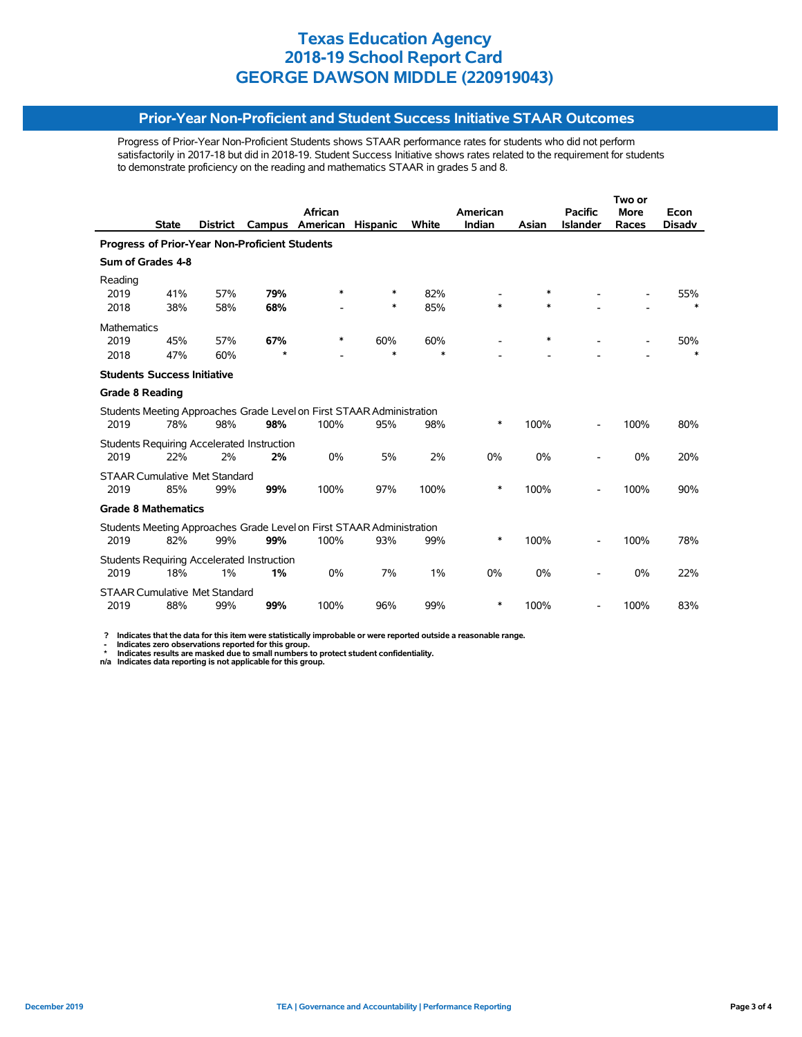# Texas Education Agency
# 2018-19 School Report Card
# GEORGE DAWSON MIDDLE (220919043)

## Prior-Year Non-Proficient and Student Success Initiative STAAR Outcomes

Progress of Prior-Year Non-Proficient Students shows STAAR performance rates for students who did not perform satisfactorily in 2017-18 but did in 2018-19. Student Success Initiative shows rates related to the requirement for students to demonstrate proficiency on the reading and mathematics STAAR in grades 5 and 8.

| | State | District | Campus | African American | Hispanic | White | American Indian | Asian | Pacific Islander | Two or More Races | Econ Disadv |
|---|---|---|---|---|---|---|---|---|---|---|---|
| **Progress of Prior-Year Non-Proficient Students** | | | | | | | | | | | |
| **Sum of Grades 4-8** | | | | | | | | | | | |
| Reading | | | | | | | | | | | |
| 2019 | 41% | 57% | **79%** | * | * | 82% | - | * | - | - | 55% |
| 2018 | 38% | 58% | **68%** | - | * | 85% | * | * | - | - | * |
| Mathematics | | | | | | | | | | | |
| 2019 | 45% | 57% | **67%** | * | 60% | 60% | - | * | - | - | 50% |
| 2018 | 47% | 60% | * | - | * | * | - | - | - | - | * |
| **Students Success Initiative** | | | | | | | | | | | |
| **Grade 8 Reading** | | | | | | | | | | | |
| Students Meeting Approaches Grade Level on First STAAR Administration | | | | | | | | | | | |
| 2019 | 78% | 98% | **98%** | 100% | 95% | 98% | * | 100% | - | 100% | 80% |
| Students Requiring Accelerated Instruction | | | | | | | | | | | |
| 2019 | 22% | 2% | **2%** | 0% | 5% | 2% | 0% | 0% | - | 0% | 20% |
| STAAR Cumulative Met Standard | | | | | | | | | | | |
| 2019 | 85% | 99% | **99%** | 100% | 97% | 100% | * | 100% | - | 100% | 90% |
| **Grade 8 Mathematics** | | | | | | | | | | | |
| Students Meeting Approaches Grade Level on First STAAR Administration | | | | | | | | | | | |
| 2019 | 82% | 99% | **99%** | 100% | 93% | 99% | * | 100% | - | 100% | 78% |
| Students Requiring Accelerated Instruction | | | | | | | | | | | |
| 2019 | 18% | 1% | **1%** | 0% | 7% | 1% | 0% | 0% | - | 0% | 22% |
| STAAR Cumulative Met Standard | | | | | | | | | | | |
| 2019 | 88% | 99% | **99%** | 100% | 96% | 99% | * | 100% | - | 100% | 83% |

**?** Indicates that the data for this item were statistically improbable or were reported outside a reasonable range.
**-** Indicates zero observations reported for this group.
**\*** Indicates results are masked due to small numbers to protect student confidentiality.
**n/a** Indicates data reporting is not applicable for this group.